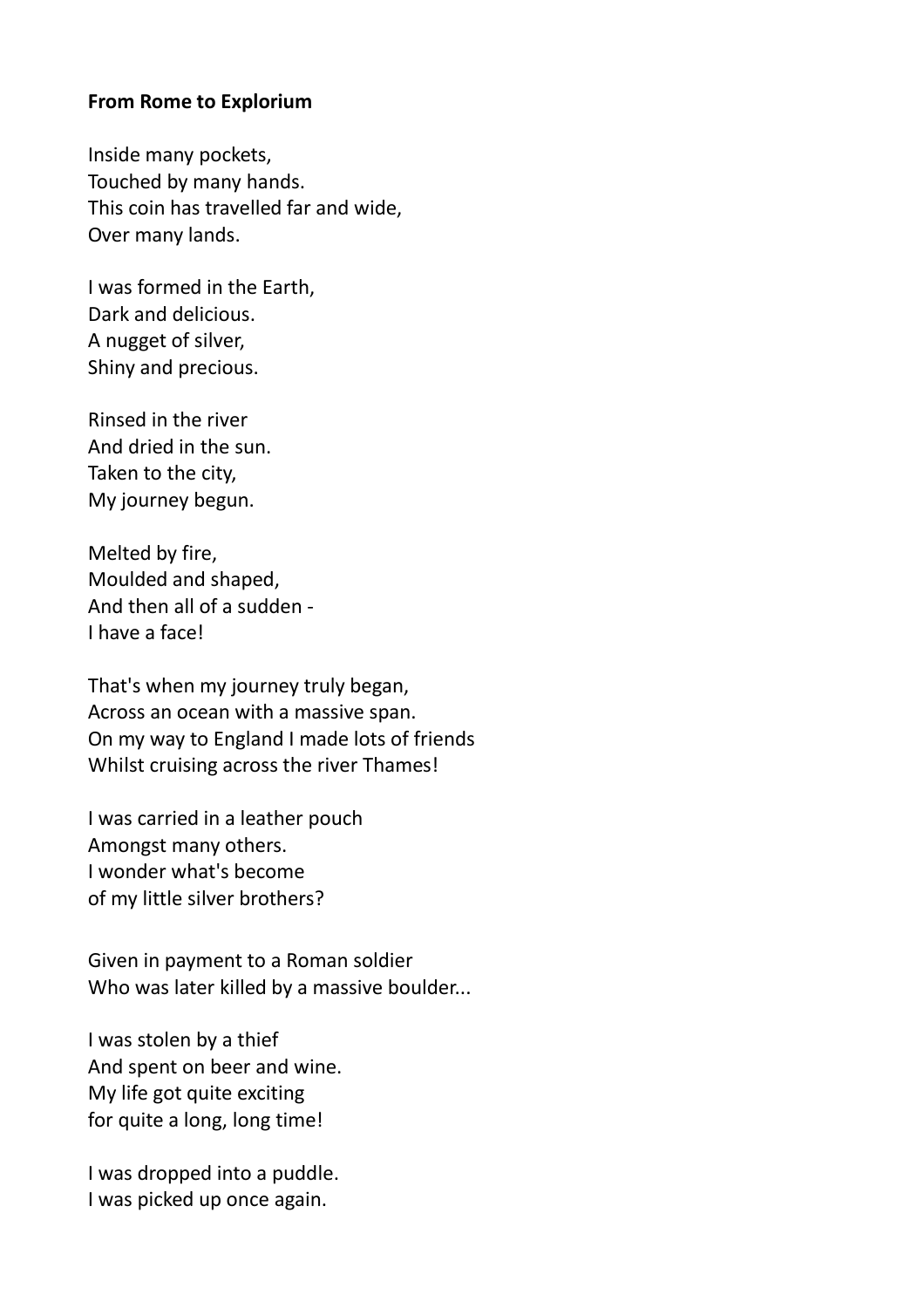**From Rome to Explorium**

Inside many pockets,
Touched by many hands.
This coin has travelled far and wide,
Over many lands.

I was formed in the Earth,
Dark and delicious.
A nugget of silver,
Shiny and precious.

Rinsed in the river
And dried in the sun.
Taken to the city,
My journey begun.

Melted by fire,
Moulded and shaped,
And then all of a sudden -
I have a face!

That's when my journey truly began,
Across an ocean with a massive span.
On my way to England I made lots of friends
Whilst cruising across the river Thames!

I was carried in a leather pouch
Amongst many others.
I wonder what's become
of my little silver brothers?

Given in payment to a Roman soldier
Who was later killed by a massive boulder...

I was stolen by a thief
And spent on beer and wine.
My life got quite exciting
for quite a long, long time!

I was dropped into a puddle.
I was picked up once again.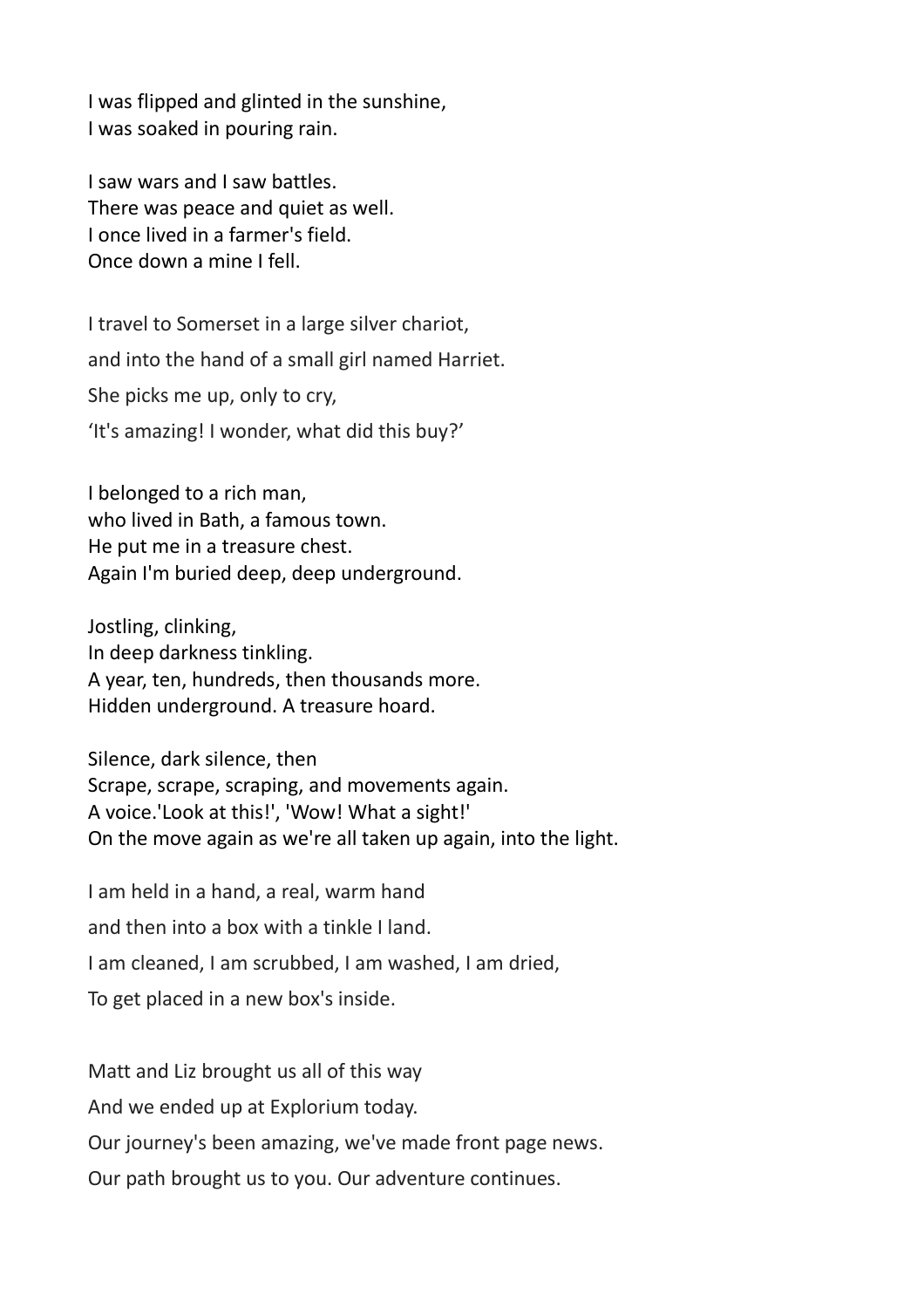I was flipped and glinted in the sunshine,
I was soaked in pouring rain.

I saw wars and I saw battles.
There was peace and quiet as well.
I once lived in a farmer's field.
Once down a mine I fell.

I travel to Somerset in a large silver chariot,

and into the hand of a small girl named Harriet.

She picks me up, only to cry,

'It's amazing! I wonder, what did this buy?'

I belonged to a rich man,
who lived in Bath, a famous town.
He put me in a treasure chest.
Again I'm buried deep, deep underground.

Jostling, clinking,
In deep darkness tinkling.
A year, ten, hundreds, then thousands more.
Hidden underground. A treasure hoard.

Silence, dark silence, then
Scrape, scrape, scraping, and movements again.
A voice.'Look at this!', 'Wow! What a sight!'
On the move again as we're all taken up again, into the light.

I am held in a hand, a real, warm hand

and then into a box with a tinkle I land.

I am cleaned, I am scrubbed, I am washed, I am dried,

To get placed in a new box's inside.

Matt and Liz brought us all of this way

And we ended up at Explorium today.

Our journey's been amazing, we've made front page news.

Our path brought us to you. Our adventure continues.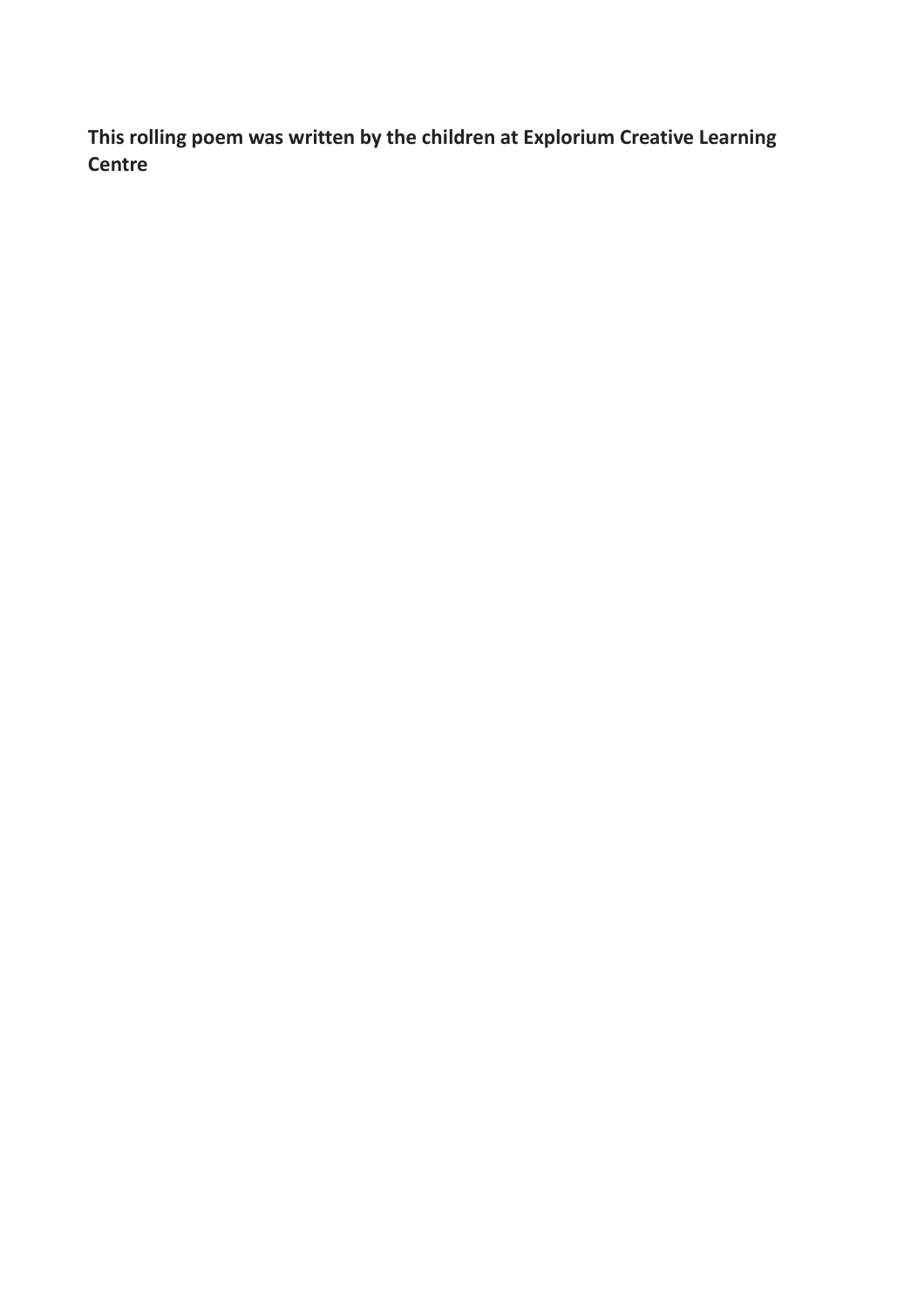**This rolling poem was written by the children at Explorium Creative Learning Centre**